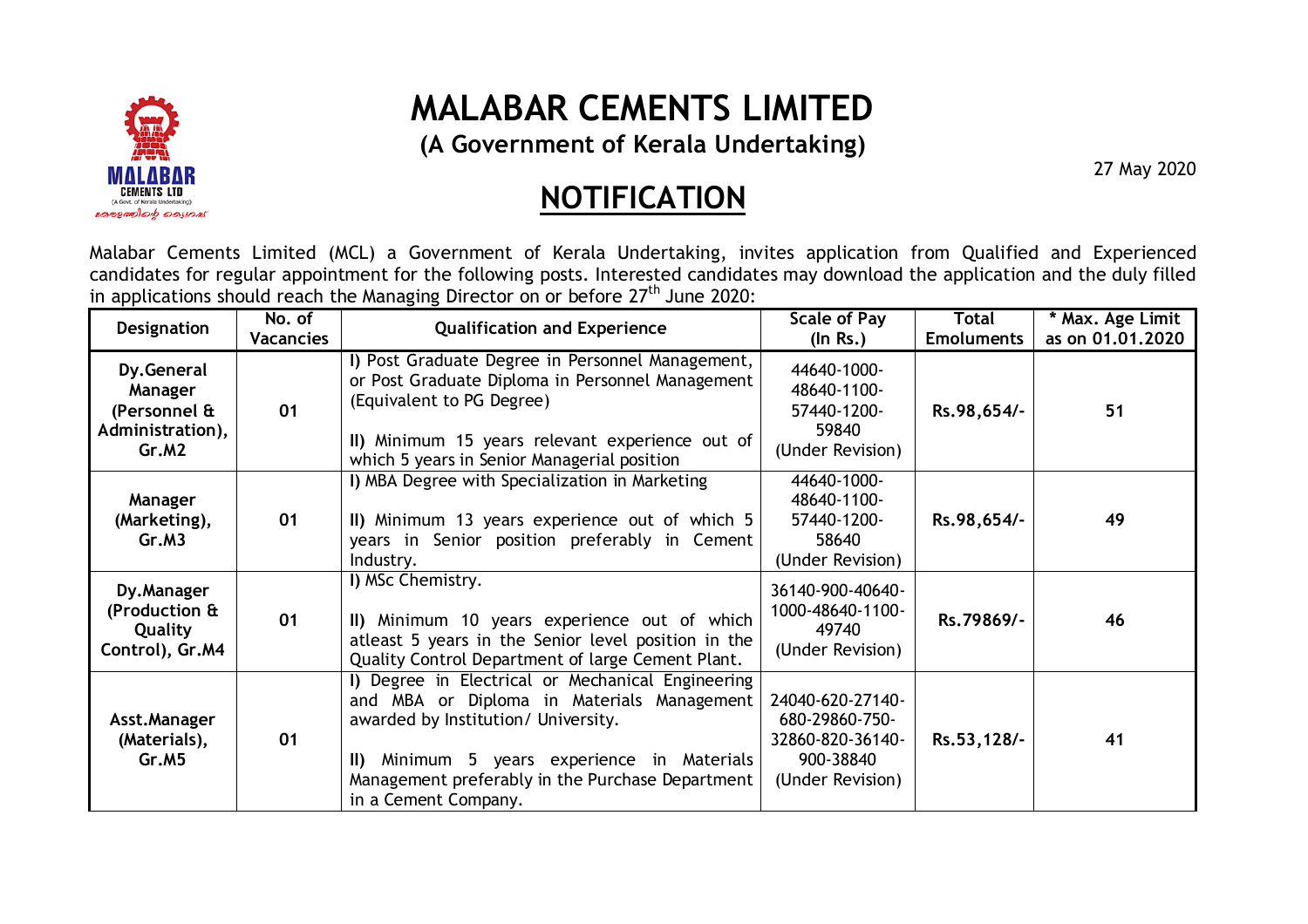# MALABAR CEMENTS LIMITED

**(A Government of Kerala Undertaking)**

27 May 2020

## NOTIFICATION

Malabar Cements Limited (MCL) a Government of Kerala Undertaking, invites application from Qualified and Experienced candidates for regular appointment for the following posts. Interested candidates may download the application and the duly filled in applications should reach the Managing Director on or before 27th June 2020:

| Designation | No. of Vacancies | Qualification and Experience | Scale of Pay (In Rs.) | Total Emoluments | * Max. Age Limit as on 01.01.2020 |
|---|---|---|---|---|---|
| **Dy.General Manager (Personnel & Administration), Gr.M2** | 01 | I) Post Graduate Degree in Personnel Management, or Post Graduate Diploma in Personnel Management (Equivalent to PG Degree)<br>II) Minimum 15 years relevant experience out of which 5 years in Senior Managerial position | 44640-1000-48640-1100-57440-1200-59840 (Under Revision) | Rs.98,654/- | 51 |
| **Manager (Marketing), Gr.M3** | 01 | I) MBA Degree with Specialization in Marketing<br>II) Minimum 13 years experience out of which 5 years in Senior position preferably in Cement Industry. | 44640-1000-48640-1100-57440-1200-58640 (Under Revision) | Rs.98,654/- | 49 |
| **Dy.Manager (Production & Quality Control), Gr.M4** | 01 | I) MSc Chemistry.<br>II) Minimum 10 years experience out of which atleast 5 years in the Senior level position in the Quality Control Department of large Cement Plant. | 36140-900-40640-1000-48640-1100-49740 (Under Revision) | Rs.79869/- | 46 |
| **Asst.Manager (Materials), Gr.M5** | 01 | I) Degree in Electrical or Mechanical Engineering and MBA or Diploma in Materials Management awarded by Institution/ University.<br>II) Minimum 5 years experience in Materials Management preferably in the Purchase Department in a Cement Company. | 24040-620-27140-680-29860-750-32860-820-36140-900-38840 (Under Revision) | Rs.53,128/- | 41 |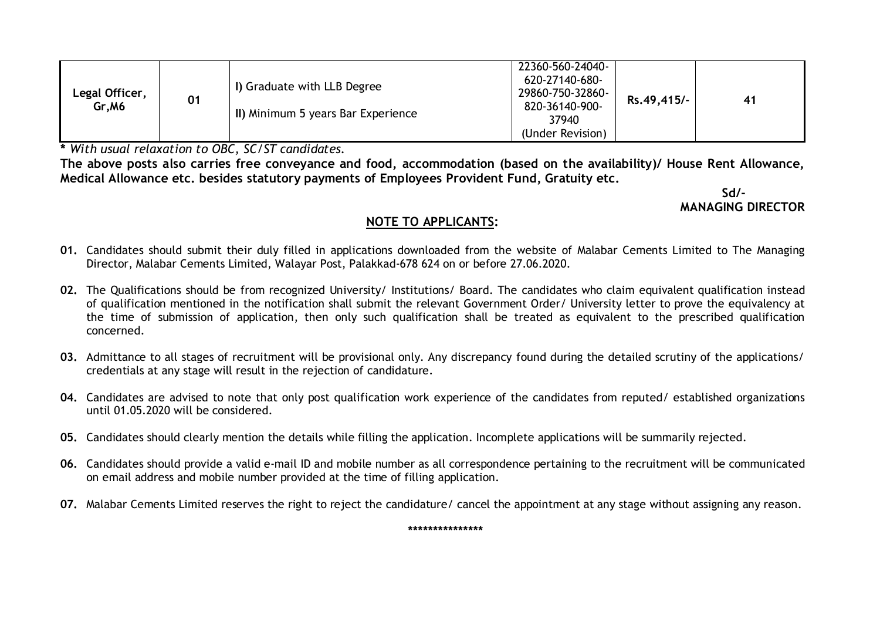| | | | | | |
|---|---|---|---|---|---|
| **Legal Officer, Gr,M6** | **01** | **I)** Graduate with LLB Degree<br><br>**II)** Minimum 5 years Bar Experience | 22360-560-24040-620-27140-680-29860-750-32860-820-36140-900-37940 (Under Revision) | **Rs.49,415/-** | **41** |

***** *With usual relaxation to OBC, SC/ST candidates.*

**The above posts also carries free conveyance and food, accommodation (based on the availability)/ House Rent Allowance, Medical Allowance etc. besides statutory payments of Employees Provident Fund, Gratuity etc.**

**Sd/-**
**MANAGING DIRECTOR**

## NOTE TO APPLICANTS:

**01.** Candidates should submit their duly filled in applications downloaded from the website of Malabar Cements Limited to The Managing Director, Malabar Cements Limited, Walayar Post, Palakkad-678 624 on or before 27.06.2020.

**02.** The Qualifications should be from recognized University/ Institutions/ Board. The candidates who claim equivalent qualification instead of qualification mentioned in the notification shall submit the relevant Government Order/ University letter to prove the equivalency at the time of submission of application, then only such qualification shall be treated as equivalent to the prescribed qualification concerned.

**03.** Admittance to all stages of recruitment will be provisional only. Any discrepancy found during the detailed scrutiny of the applications/ credentials at any stage will result in the rejection of candidature.

**04.** Candidates are advised to note that only post qualification work experience of the candidates from reputed/ established organizations until 01.05.2020 will be considered.

**05.** Candidates should clearly mention the details while filling the application. Incomplete applications will be summarily rejected.

**06.** Candidates should provide a valid e-mail ID and mobile number as all correspondence pertaining to the recruitment will be communicated on email address and mobile number provided at the time of filling application.

**07.** Malabar Cements Limited reserves the right to reject the candidature/ cancel the appointment at any stage without assigning any reason.

***************